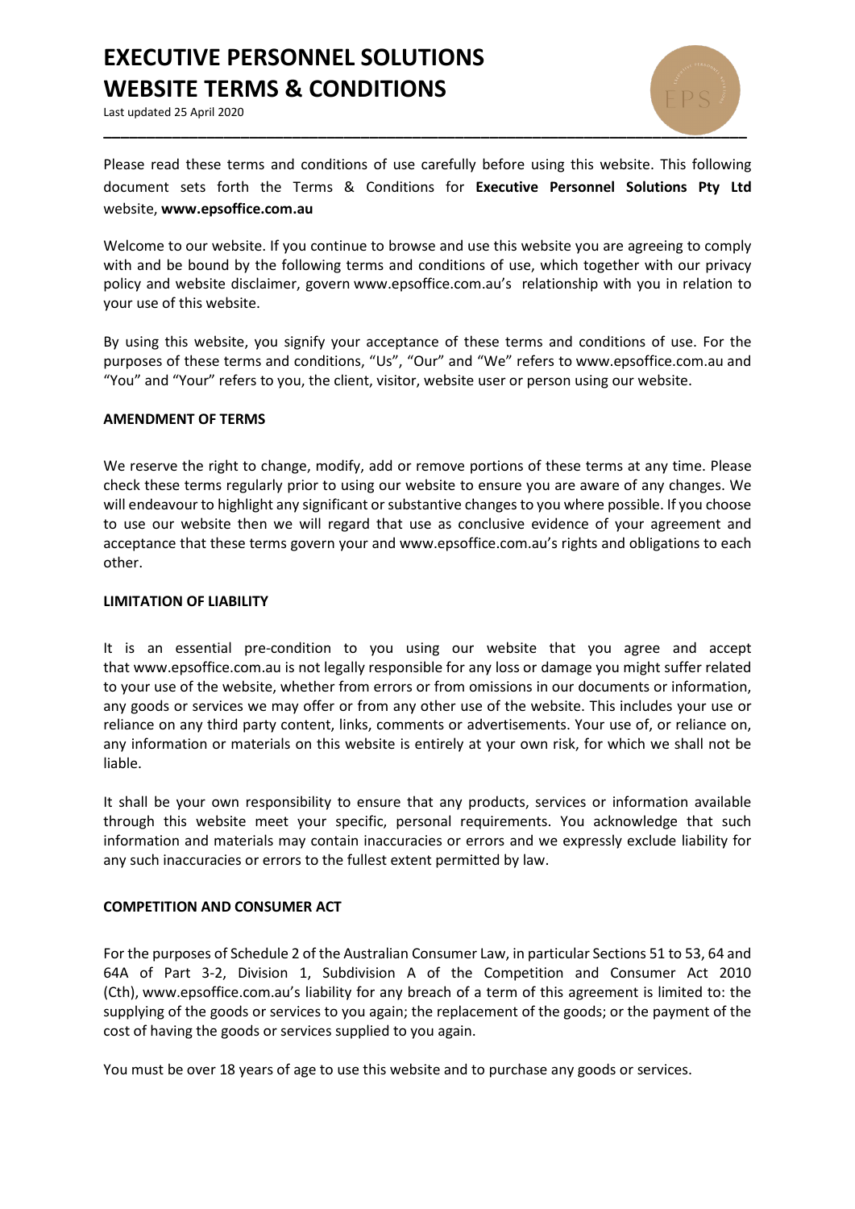# EXECUTIVE PERSONNEL SOLUTIONS WEBSITE TERMS & CONDITIONS

Last updated 25 April 2020

Please read these terms and conditions of use carefully before using this website. This following document sets forth the Terms & Conditions for **Executive Personnel Solutions Pty Ltd** website, **www.epsoffice.com.au**

Welcome to our website. If you continue to browse and use this website you are agreeing to comply with and be bound by the following terms and conditions of use, which together with our privacy policy and website disclaimer, govern www.epsoffice.com.au's relationship with you in relation to your use of this website.

By using this website, you signify your acceptance of these terms and conditions of use. For the purposes of these terms and conditions, "Us", "Our" and "We" refers to www.epsoffice.com.au and "You" and "Your" refers to you, the client, visitor, website user or person using our website.

**AMENDMENT OF TERMS**

We reserve the right to change, modify, add or remove portions of these terms at any time. Please check these terms regularly prior to using our website to ensure you are aware of any changes. We will endeavour to highlight any significant or substantive changes to you where possible. If you choose to use our website then we will regard that use as conclusive evidence of your agreement and acceptance that these terms govern your and www.epsoffice.com.au's rights and obligations to each other.

**LIMITATION OF LIABILITY**

It is an essential pre-condition to you using our website that you agree and accept that www.epsoffice.com.au is not legally responsible for any loss or damage you might suffer related to your use of the website, whether from errors or from omissions in our documents or information, any goods or services we may offer or from any other use of the website. This includes your use or reliance on any third party content, links, comments or advertisements. Your use of, or reliance on, any information or materials on this website is entirely at your own risk, for which we shall not be liable.

It shall be your own responsibility to ensure that any products, services or information available through this website meet your specific, personal requirements. You acknowledge that such information and materials may contain inaccuracies or errors and we expressly exclude liability for any such inaccuracies or errors to the fullest extent permitted by law.

**COMPETITION AND CONSUMER ACT**

For the purposes of Schedule 2 of the Australian Consumer Law, in particular Sections 51 to 53, 64 and 64A of Part 3-2, Division 1, Subdivision A of the Competition and Consumer Act 2010 (Cth), www.epsoffice.com.au's liability for any breach of a term of this agreement is limited to: the supplying of the goods or services to you again; the replacement of the goods; or the payment of the cost of having the goods or services supplied to you again.

You must be over 18 years of age to use this website and to purchase any goods or services.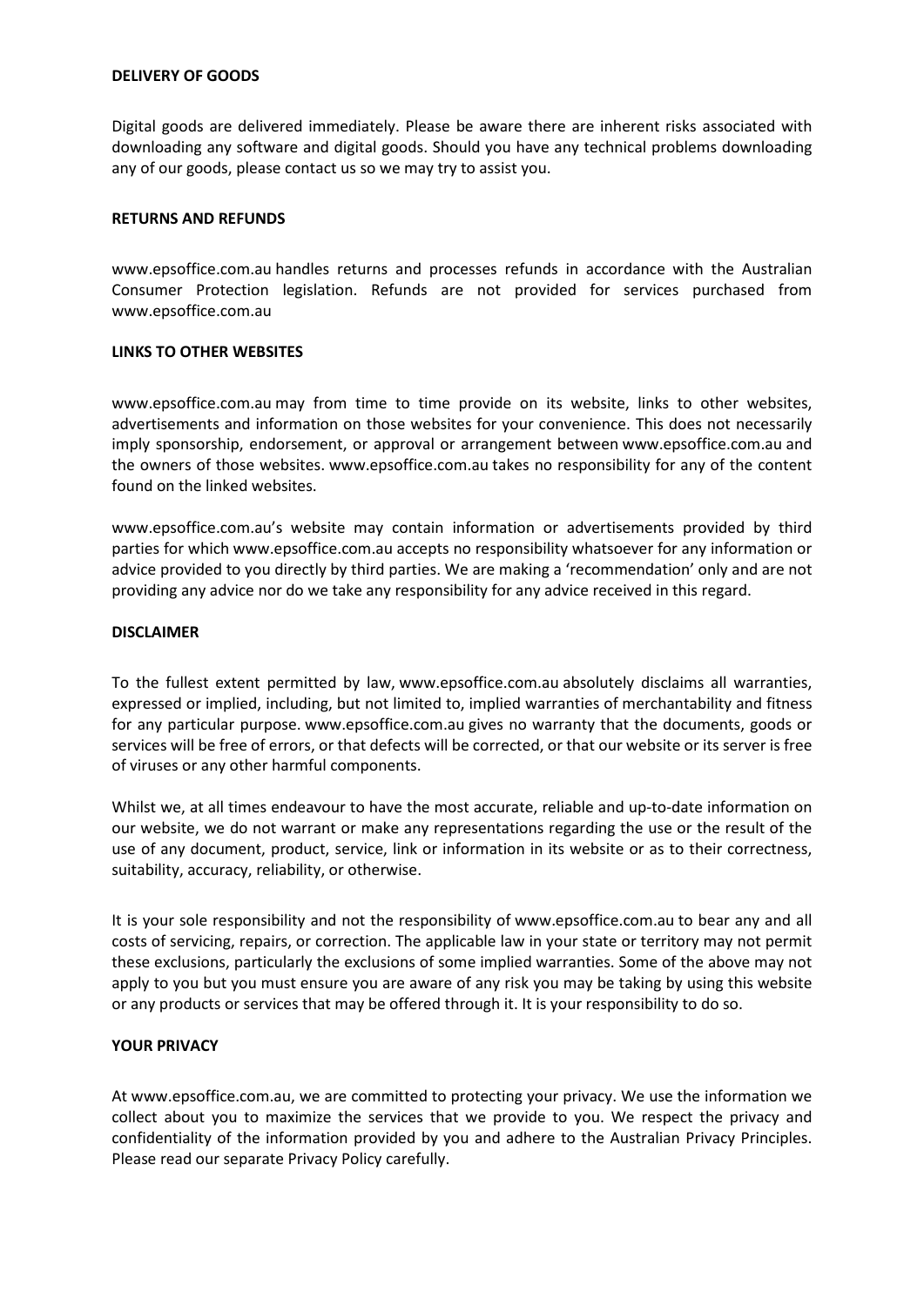**DELIVERY OF GOODS**

Digital goods are delivered immediately. Please be aware there are inherent risks associated with downloading any software and digital goods. Should you have any technical problems downloading any of our goods, please contact us so we may try to assist you.

**RETURNS AND REFUNDS**

www.epsoffice.com.au handles returns and processes refunds in accordance with the Australian Consumer Protection legislation. Refunds are not provided for services purchased from www.epsoffice.com.au

**LINKS TO OTHER WEBSITES**

www.epsoffice.com.au may from time to time provide on its website, links to other websites, advertisements and information on those websites for your convenience. This does not necessarily imply sponsorship, endorsement, or approval or arrangement between www.epsoffice.com.au and the owners of those websites. www.epsoffice.com.au takes no responsibility for any of the content found on the linked websites.

www.epsoffice.com.au's website may contain information or advertisements provided by third parties for which www.epsoffice.com.au accepts no responsibility whatsoever for any information or advice provided to you directly by third parties. We are making a 'recommendation' only and are not providing any advice nor do we take any responsibility for any advice received in this regard.

**DISCLAIMER**

To the fullest extent permitted by law, www.epsoffice.com.au absolutely disclaims all warranties, expressed or implied, including, but not limited to, implied warranties of merchantability and fitness for any particular purpose. www.epsoffice.com.au gives no warranty that the documents, goods or services will be free of errors, or that defects will be corrected, or that our website or its server is free of viruses or any other harmful components.

Whilst we, at all times endeavour to have the most accurate, reliable and up-to-date information on our website, we do not warrant or make any representations regarding the use or the result of the use of any document, product, service, link or information in its website or as to their correctness, suitability, accuracy, reliability, or otherwise.

It is your sole responsibility and not the responsibility of www.epsoffice.com.au to bear any and all costs of servicing, repairs, or correction. The applicable law in your state or territory may not permit these exclusions, particularly the exclusions of some implied warranties. Some of the above may not apply to you but you must ensure you are aware of any risk you may be taking by using this website or any products or services that may be offered through it. It is your responsibility to do so.

**YOUR PRIVACY**

At www.epsoffice.com.au, we are committed to protecting your privacy. We use the information we collect about you to maximize the services that we provide to you. We respect the privacy and confidentiality of the information provided by you and adhere to the Australian Privacy Principles. Please read our separate Privacy Policy carefully.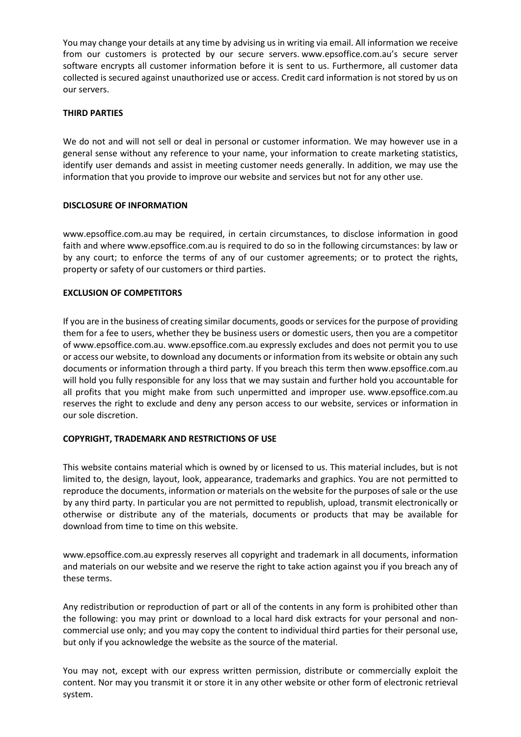You may change your details at any time by advising us in writing via email. All information we receive from our customers is protected by our secure servers. www.epsoffice.com.au's secure server software encrypts all customer information before it is sent to us. Furthermore, all customer data collected is secured against unauthorized use or access. Credit card information is not stored by us on our servers.

**THIRD PARTIES**

We do not and will not sell or deal in personal or customer information. We may however use in a general sense without any reference to your name, your information to create marketing statistics, identify user demands and assist in meeting customer needs generally. In addition, we may use the information that you provide to improve our website and services but not for any other use.

**DISCLOSURE OF INFORMATION**

www.epsoffice.com.au may be required, in certain circumstances, to disclose information in good faith and where www.epsoffice.com.au is required to do so in the following circumstances: by law or by any court; to enforce the terms of any of our customer agreements; or to protect the rights, property or safety of our customers or third parties.

**EXCLUSION OF COMPETITORS**

If you are in the business of creating similar documents, goods or services for the purpose of providing them for a fee to users, whether they be business users or domestic users, then you are a competitor of www.epsoffice.com.au. www.epsoffice.com.au expressly excludes and does not permit you to use or access our website, to download any documents or information from its website or obtain any such documents or information through a third party. If you breach this term then www.epsoffice.com.au will hold you fully responsible for any loss that we may sustain and further hold you accountable for all profits that you might make from such unpermitted and improper use. www.epsoffice.com.au reserves the right to exclude and deny any person access to our website, services or information in our sole discretion.

**COPYRIGHT, TRADEMARK AND RESTRICTIONS OF USE**

This website contains material which is owned by or licensed to us. This material includes, but is not limited to, the design, layout, look, appearance, trademarks and graphics. You are not permitted to reproduce the documents, information or materials on the website for the purposes of sale or the use by any third party. In particular you are not permitted to republish, upload, transmit electronically or otherwise or distribute any of the materials, documents or products that may be available for download from time to time on this website.

www.epsoffice.com.au expressly reserves all copyright and trademark in all documents, information and materials on our website and we reserve the right to take action against you if you breach any of these terms.

Any redistribution or reproduction of part or all of the contents in any form is prohibited other than the following: you may print or download to a local hard disk extracts for your personal and non-commercial use only; and you may copy the content to individual third parties for their personal use, but only if you acknowledge the website as the source of the material.

You may not, except with our express written permission, distribute or commercially exploit the content. Nor may you transmit it or store it in any other website or other form of electronic retrieval system.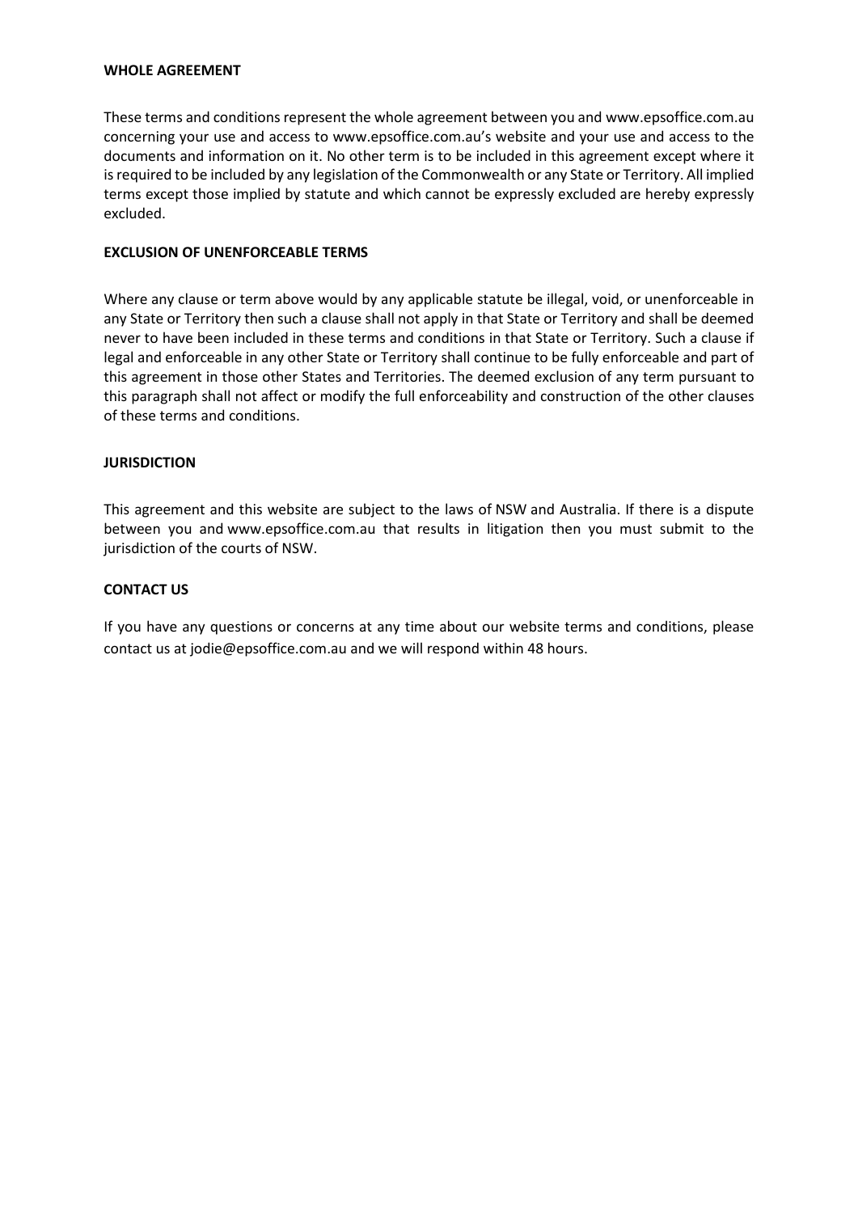## WHOLE AGREEMENT

These terms and conditions represent the whole agreement between you and www.epsoffice.com.au concerning your use and access to www.epsoffice.com.au's website and your use and access to the documents and information on it. No other term is to be included in this agreement except where it is required to be included by any legislation of the Commonwealth or any State or Territory. All implied terms except those implied by statute and which cannot be expressly excluded are hereby expressly excluded.

## EXCLUSION OF UNENFORCEABLE TERMS

Where any clause or term above would by any applicable statute be illegal, void, or unenforceable in any State or Territory then such a clause shall not apply in that State or Territory and shall be deemed never to have been included in these terms and conditions in that State or Territory. Such a clause if legal and enforceable in any other State or Territory shall continue to be fully enforceable and part of this agreement in those other States and Territories. The deemed exclusion of any term pursuant to this paragraph shall not affect or modify the full enforceability and construction of the other clauses of these terms and conditions.

## JURISDICTION

This agreement and this website are subject to the laws of NSW and Australia. If there is a dispute between you and www.epsoffice.com.au that results in litigation then you must submit to the jurisdiction of the courts of NSW.

## CONTACT US

If you have any questions or concerns at any time about our website terms and conditions, please contact us at jodie@epsoffice.com.au and we will respond within 48 hours.